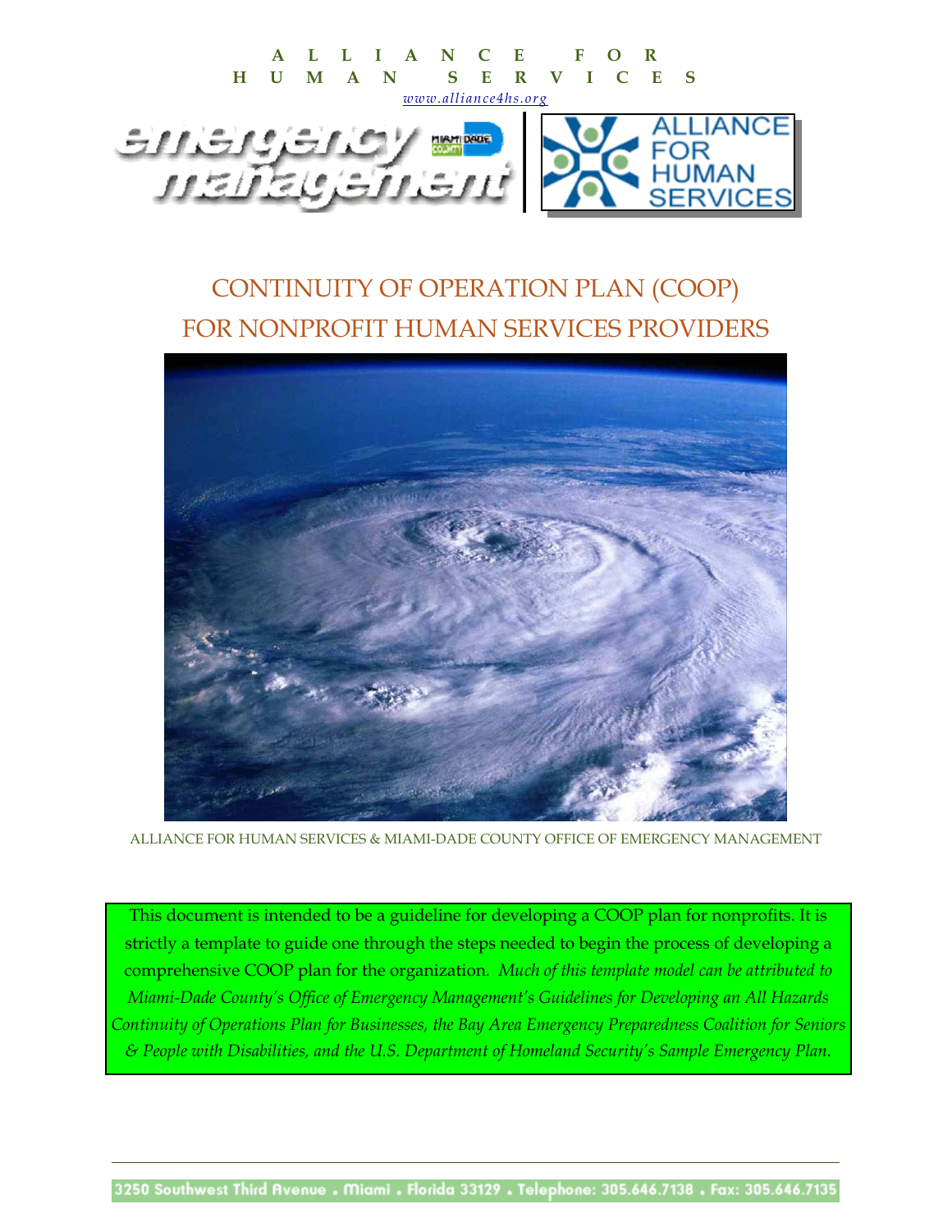**ALLIANCE FOR HUMAN SERVICES**

www.alliance4hs.org

# CONTINUITY OF OPERATION PLAN (COOP) FOR NONPROFIT HUMAN SERVICES PROVIDERS

ALLIANCE FOR HUMAN SERVICES & MIAMI-DADE COUNTY OFFICE OF EMERGENCY MANAGEMENT

This document is intended to be a guideline for developing a COOP plan for nonprofits. It is strictly a template to guide one through the steps needed to begin the process of developing a comprehensive COOP plan for the organization. *Much of this template model can be attributed to Miami-Dade County's Office of Emergency Management's Guidelines for Developing an All Hazards Continuity of Operations Plan for Businesses, the Bay Area Emergency Preparedness Coalition for Seniors & People with Disabilities, and the U.S. Department of Homeland Security's Sample Emergency Plan.*

3250 Southwest Third Avenue . Miami . Florida 33129 . Telephone: 305.646.7138 . Fax: 305.646.7135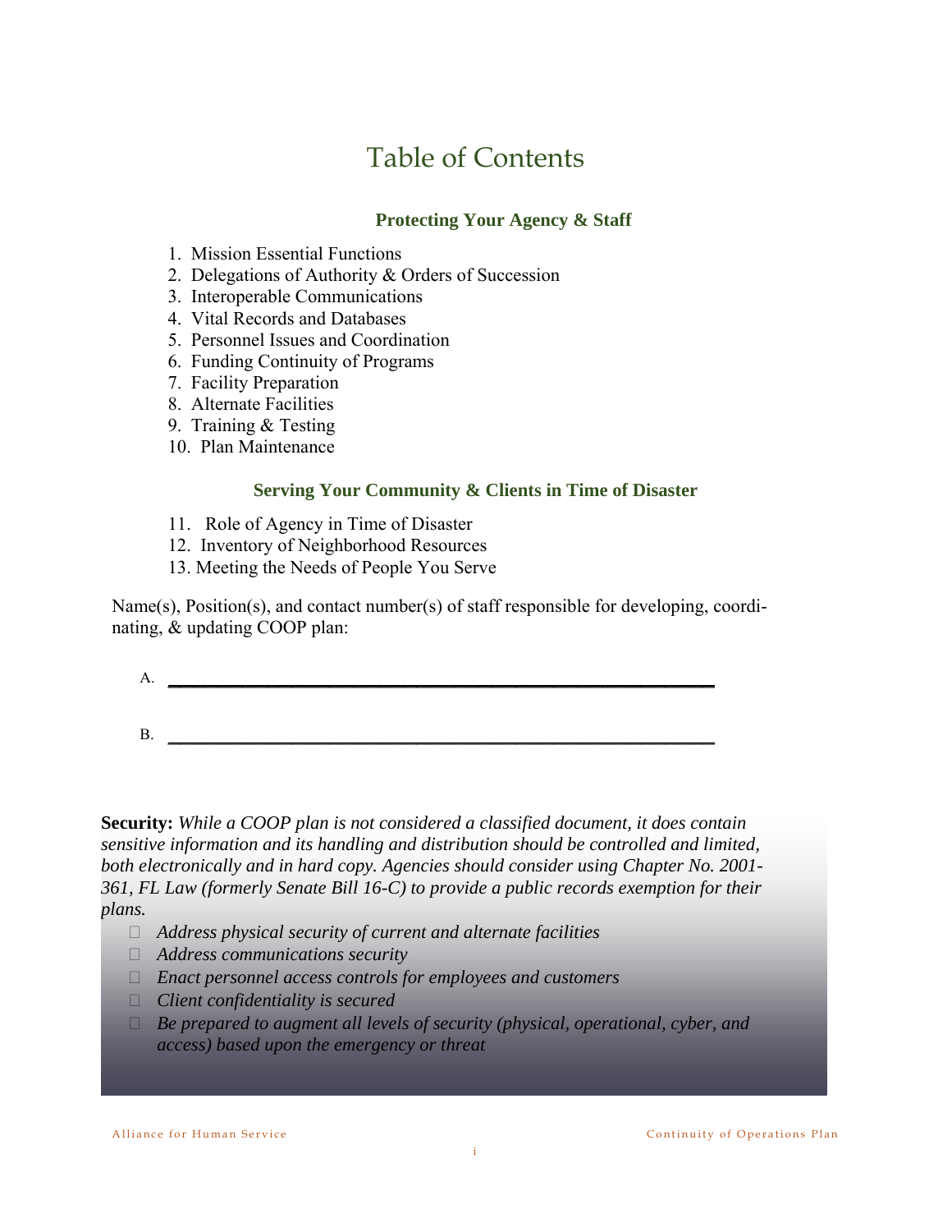# Table of Contents

## Protecting Your Agency & Staff

1. Mission Essential Functions
2. Delegations of Authority & Orders of Succession
3. Interoperable Communications
4. Vital Records and Databases
5. Personnel Issues and Coordination
6. Funding Continuity of Programs
7. Facility Preparation
8. Alternate Facilities
9. Training & Testing
10. Plan Maintenance

## Serving Your Community & Clients in Time of Disaster

11. Role of Agency in Time of Disaster
12. Inventory of Neighborhood Resources
13. Meeting the Needs of People You Serve

Name(s), Position(s), and contact number(s) of staff responsible for developing, coordinating, & updating COOP plan:

A. ____________________________________________________________

B. ____________________________________________________________

**Security:** *While a COOP plan is not considered a classified document, it does contain sensitive information and its handling and distribution should be controlled and limited, both electronically and in hard copy. Agencies should consider using Chapter No. 2001-361, FL Law (formerly Senate Bill 16-C) to provide a public records exemption for their plans.*

- *Address physical security of current and alternate facilities*
- *Address communications security*
- *Enact personnel access controls for employees and customers*
- *Client confidentiality is secured*
- *Be prepared to augment all levels of security (physical, operational, cyber, and access) based upon the emergency or threat*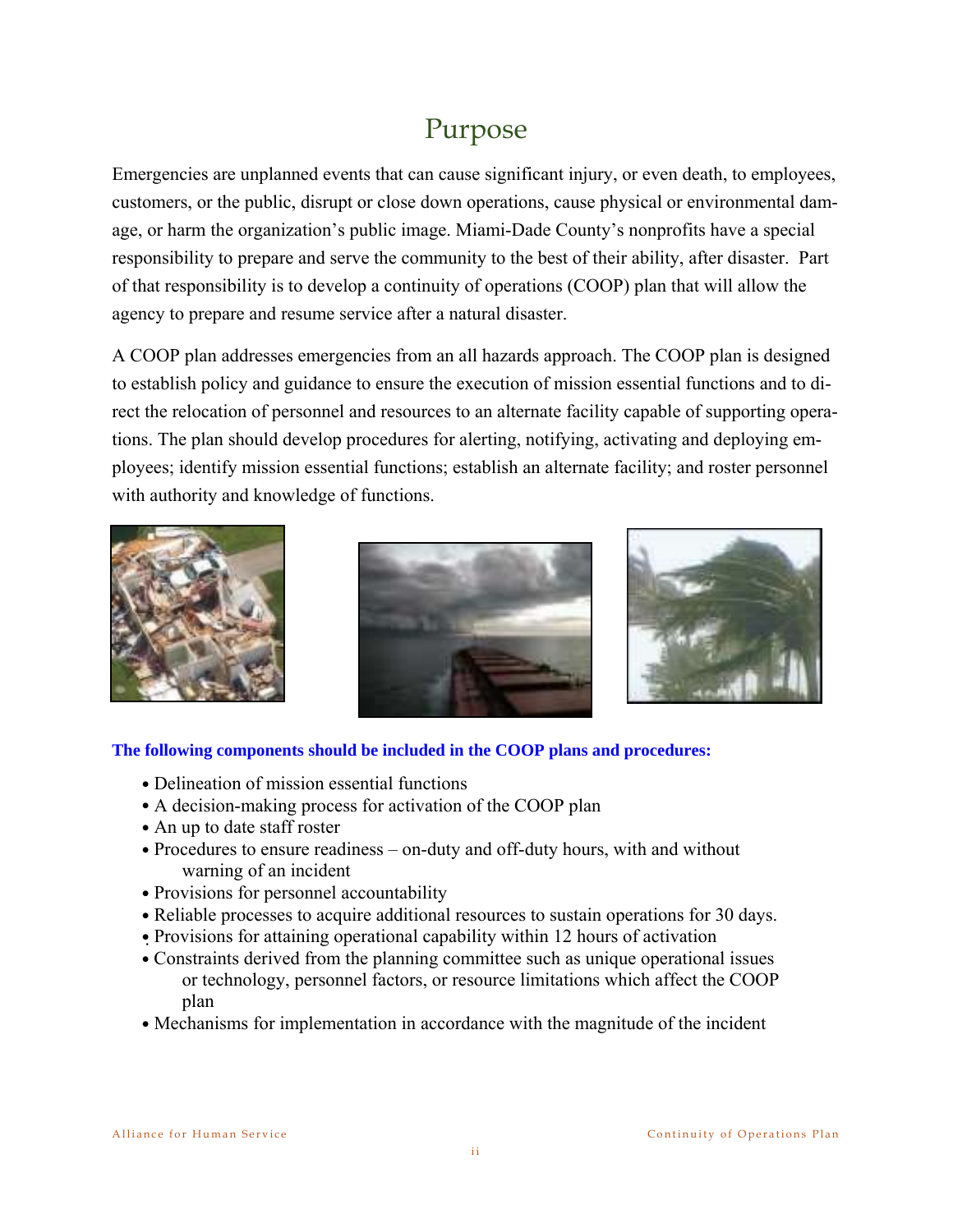# Purpose

Emergencies are unplanned events that can cause significant injury, or even death, to employees, customers, or the public, disrupt or close down operations, cause physical or environmental damage, or harm the organization's public image. Miami-Dade County's nonprofits have a special responsibility to prepare and serve the community to the best of their ability, after disaster. Part of that responsibility is to develop a continuity of operations (COOP) plan that will allow the agency to prepare and resume service after a natural disaster.

A COOP plan addresses emergencies from an all hazards approach. The COOP plan is designed to establish policy and guidance to ensure the execution of mission essential functions and to direct the relocation of personnel and resources to an alternate facility capable of supporting operations. The plan should develop procedures for alerting, notifying, activating and deploying employees; identify mission essential functions; establish an alternate facility; and roster personnel with authority and knowledge of functions.

**The following components should be included in the COOP plans and procedures:**

- Delineation of mission essential functions
- A decision-making process for activation of the COOP plan
- An up to date staff roster
- Procedures to ensure readiness – on-duty and off-duty hours, with and without warning of an incident
- Provisions for personnel accountability
- Reliable processes to acquire additional resources to sustain operations for 30 days.
- Provisions for attaining operational capability within 12 hours of activation
- Constraints derived from the planning committee such as unique operational issues or technology, personnel factors, or resource limitations which affect the COOP plan
- Mechanisms for implementation in accordance with the magnitude of the incident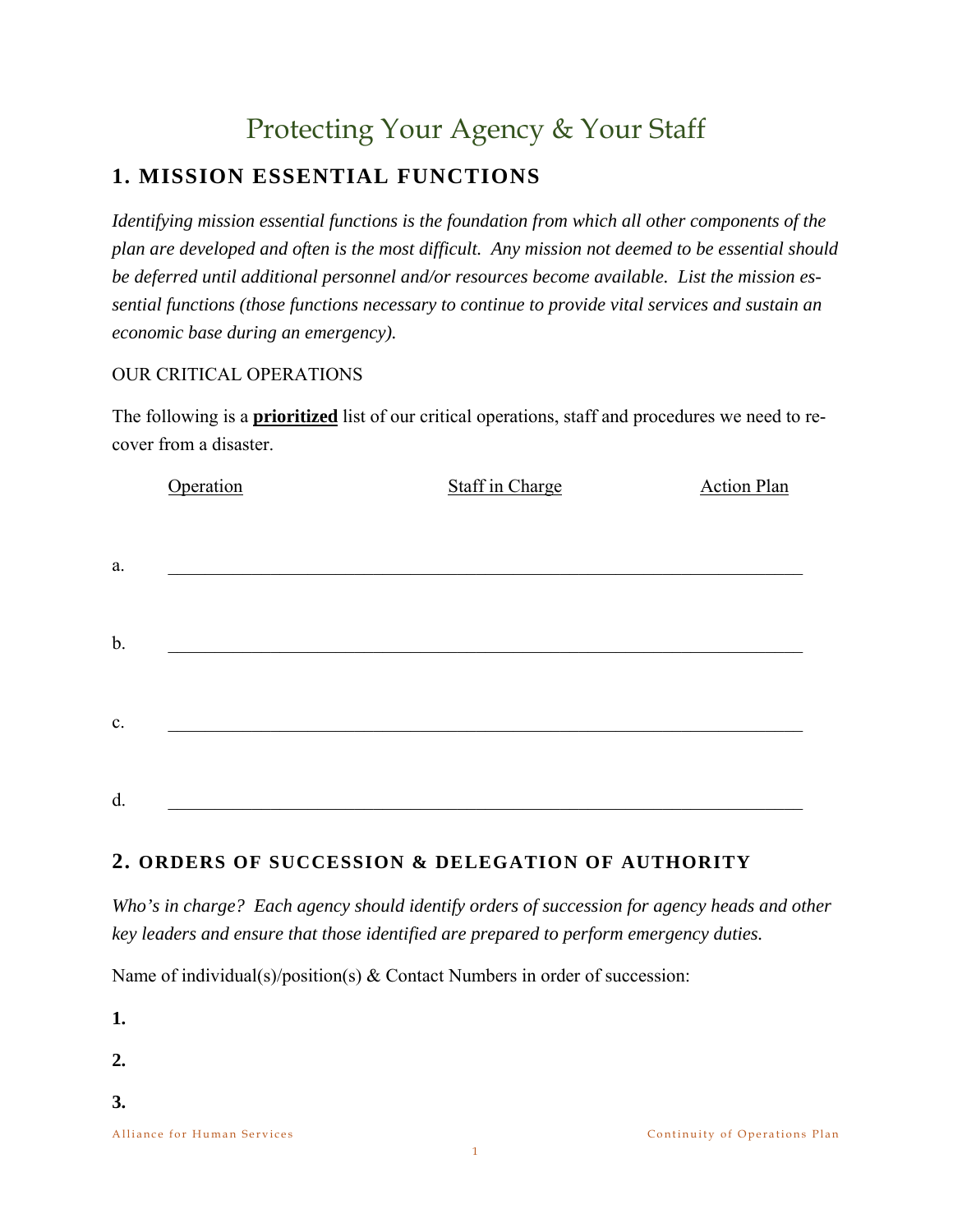# Protecting Your Agency & Your Staff

## 1. MISSION ESSENTIAL FUNCTIONS

*Identifying mission essential functions is the foundation from which all other components of the plan are developed and often is the most difficult. Any mission not deemed to be essential should be deferred until additional personnel and/or resources become available. List the mission essential functions (those functions necessary to continue to provide vital services and sustain an economic base during an emergency).*

OUR CRITICAL OPERATIONS

The following is a **prioritized** list of our critical operations, staff and procedures we need to recover from a disaster.

| | Operation | Staff in Charge | Action Plan |
|---|---|---|---|
| a. | | | |
| b. | | | |
| c. | | | |
| d. | | | |

## 2. ORDERS OF SUCCESSION & DELEGATION OF AUTHORITY

*Who's in charge? Each agency should identify orders of succession for agency heads and other key leaders and ensure that those identified are prepared to perform emergency duties.*

Name of individual(s)/position(s) & Contact Numbers in order of succession:

**1.**

**2.**

**3.**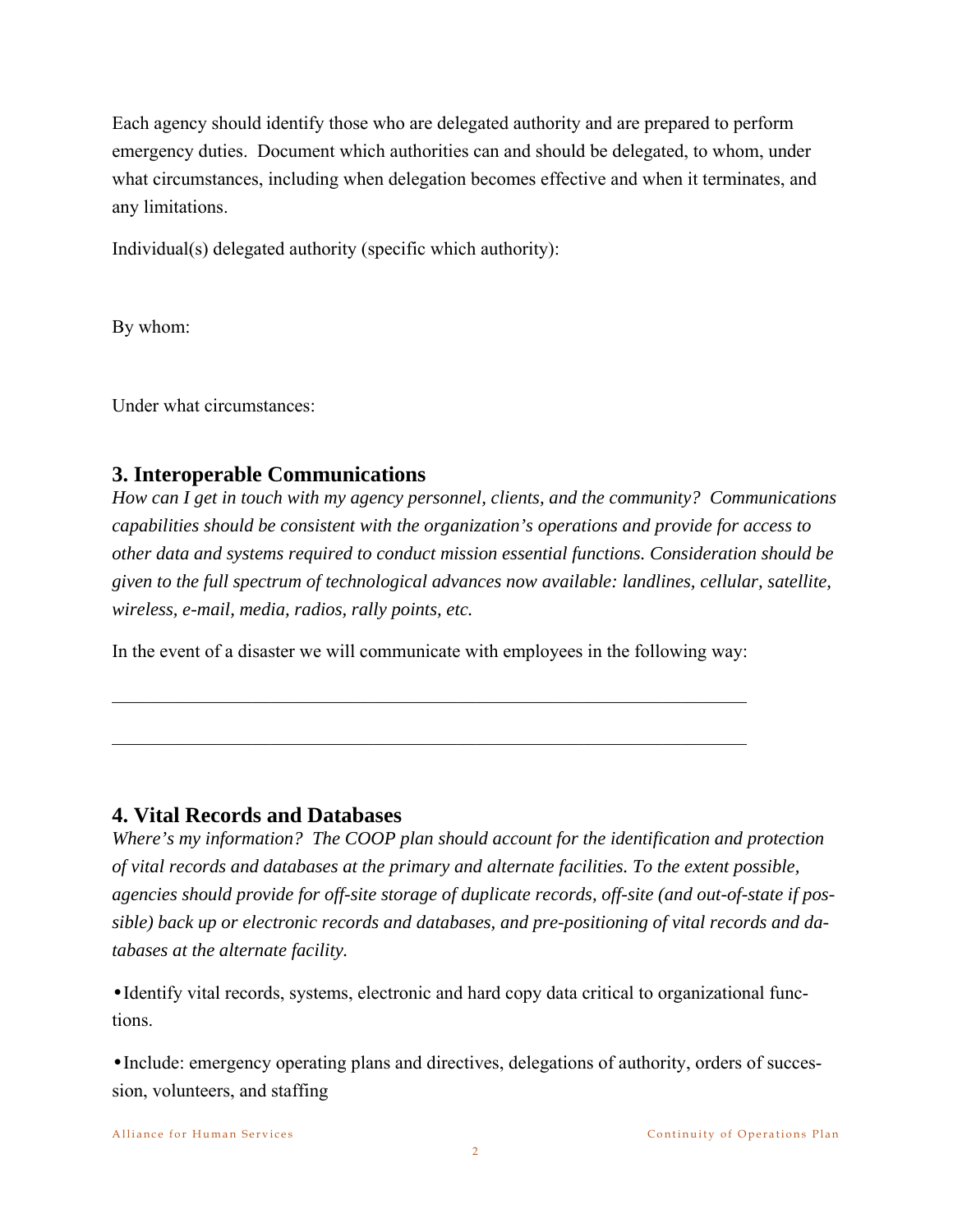Each agency should identify those who are delegated authority and are prepared to perform emergency duties. Document which authorities can and should be delegated, to whom, under what circumstances, including when delegation becomes effective and when it terminates, and any limitations.

Individual(s) delegated authority (specific which authority):

By whom:

Under what circumstances:

## 3. Interoperable Communications

*How can I get in touch with my agency personnel, clients, and the community? Communications capabilities should be consistent with the organization's operations and provide for access to other data and systems required to conduct mission essential functions. Consideration should be given to the full spectrum of technological advances now available: landlines, cellular, satellite, wireless, e-mail, media, radios, rally points, etc.*

In the event of a disaster we will communicate with employees in the following way:

\_\_\_\_\_\_\_\_\_\_\_\_\_\_\_\_\_\_\_\_\_\_\_\_\_\_\_\_\_\_\_\_\_\_\_\_\_\_\_\_\_\_\_\_\_\_\_\_\_\_\_\_\_\_\_\_\_\_\_\_\_\_\_\_\_\_\_\_

\_\_\_\_\_\_\_\_\_\_\_\_\_\_\_\_\_\_\_\_\_\_\_\_\_\_\_\_\_\_\_\_\_\_\_\_\_\_\_\_\_\_\_\_\_\_\_\_\_\_\_\_\_\_\_\_\_\_\_\_\_\_\_\_\_\_\_\_

## 4. Vital Records and Databases

*Where's my information? The COOP plan should account for the identification and protection of vital records and databases at the primary and alternate facilities. To the extent possible, agencies should provide for off-site storage of duplicate records, off-site (and out-of-state if possible) back up or electronic records and databases, and pre-positioning of vital records and databases at the alternate facility.*

- Identify vital records, systems, electronic and hard copy data critical to organizational functions.
- Include: emergency operating plans and directives, delegations of authority, orders of succession, volunteers, and staffing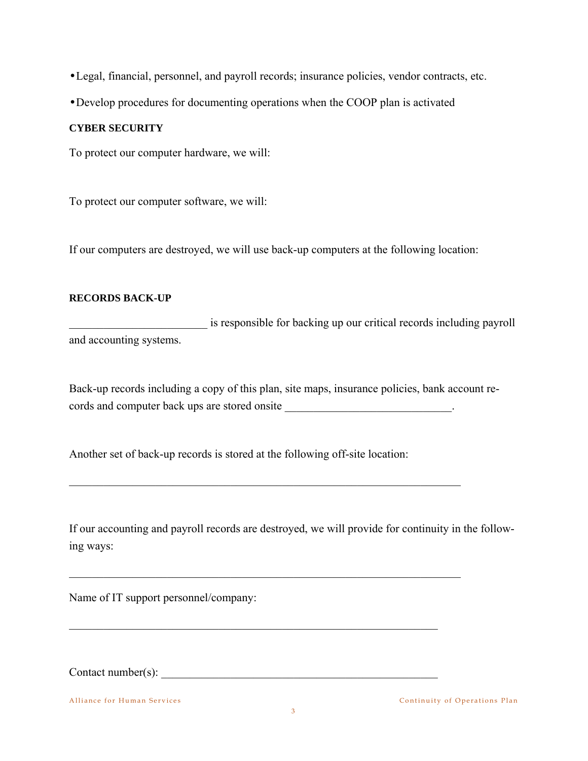- Legal, financial, personnel, and payroll records; insurance policies, vendor contracts, etc.
- Develop procedures for documenting operations when the COOP plan is activated

**CYBER SECURITY**

To protect our computer hardware, we will:

To protect our computer software, we will:

If our computers are destroyed, we will use back-up computers at the following location:

**RECORDS BACK-UP**

________________________ is responsible for backing up our critical records including payroll and accounting systems.

Back-up records including a copy of this plan, site maps, insurance policies, bank account records and computer back ups are stored onsite _____________________________.

Another set of back-up records is stored at the following off-site location:

______________________________________________________________________

If our accounting and payroll records are destroyed, we will provide for continuity in the following ways:

______________________________________________________________________

Name of IT support personnel/company:

_________________________________________________________________

Contact number(s): ________________________________________________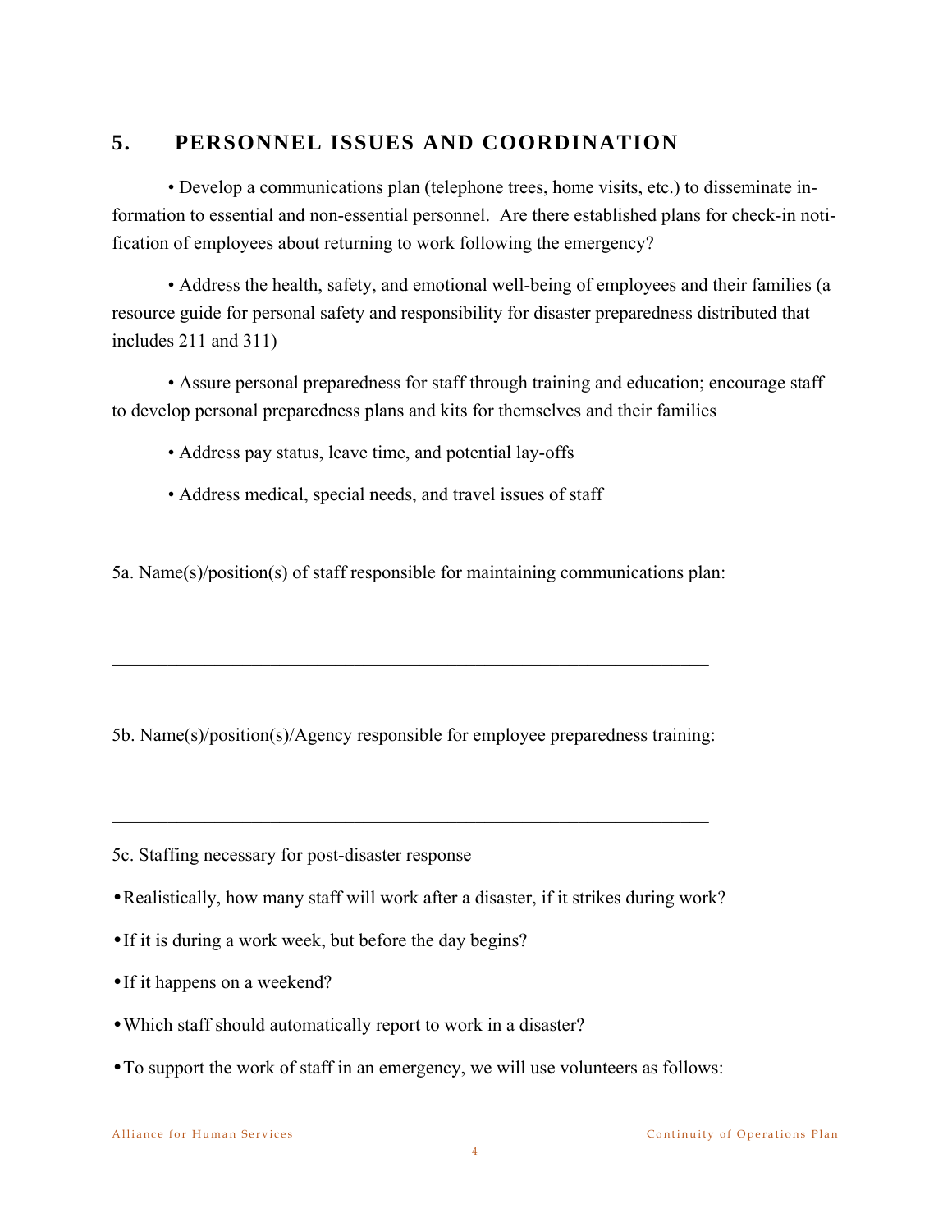## 5. PERSONNEL ISSUES AND COORDINATION

- Develop a communications plan (telephone trees, home visits, etc.) to disseminate information to essential and non-essential personnel. Are there established plans for check-in notification of employees about returning to work following the emergency?

- Address the health, safety, and emotional well-being of employees and their families (a resource guide for personal safety and responsibility for disaster preparedness distributed that includes 211 and 311)

- Assure personal preparedness for staff through training and education; encourage staff to develop personal preparedness plans and kits for themselves and their families

- Address pay status, leave time, and potential lay-offs

- Address medical, special needs, and travel issues of staff

5a. Name(s)/position(s) of staff responsible for maintaining communications plan:

\_\_\_\_\_\_\_\_\_\_\_\_\_\_\_\_\_\_\_\_\_\_\_\_\_\_\_\_\_\_\_\_\_\_\_\_\_\_\_\_\_\_\_\_\_\_\_\_\_\_\_\_\_\_\_\_\_\_\_\_\_\_

5b. Name(s)/position(s)/Agency responsible for employee preparedness training:

\_\_\_\_\_\_\_\_\_\_\_\_\_\_\_\_\_\_\_\_\_\_\_\_\_\_\_\_\_\_\_\_\_\_\_\_\_\_\_\_\_\_\_\_\_\_\_\_\_\_\_\_\_\_\_\_\_\_\_\_\_\_

5c. Staffing necessary for post-disaster response

- Realistically, how many staff will work after a disaster, if it strikes during work?
- If it is during a work week, but before the day begins?
- If it happens on a weekend?
- Which staff should automatically report to work in a disaster?
- To support the work of staff in an emergency, we will use volunteers as follows: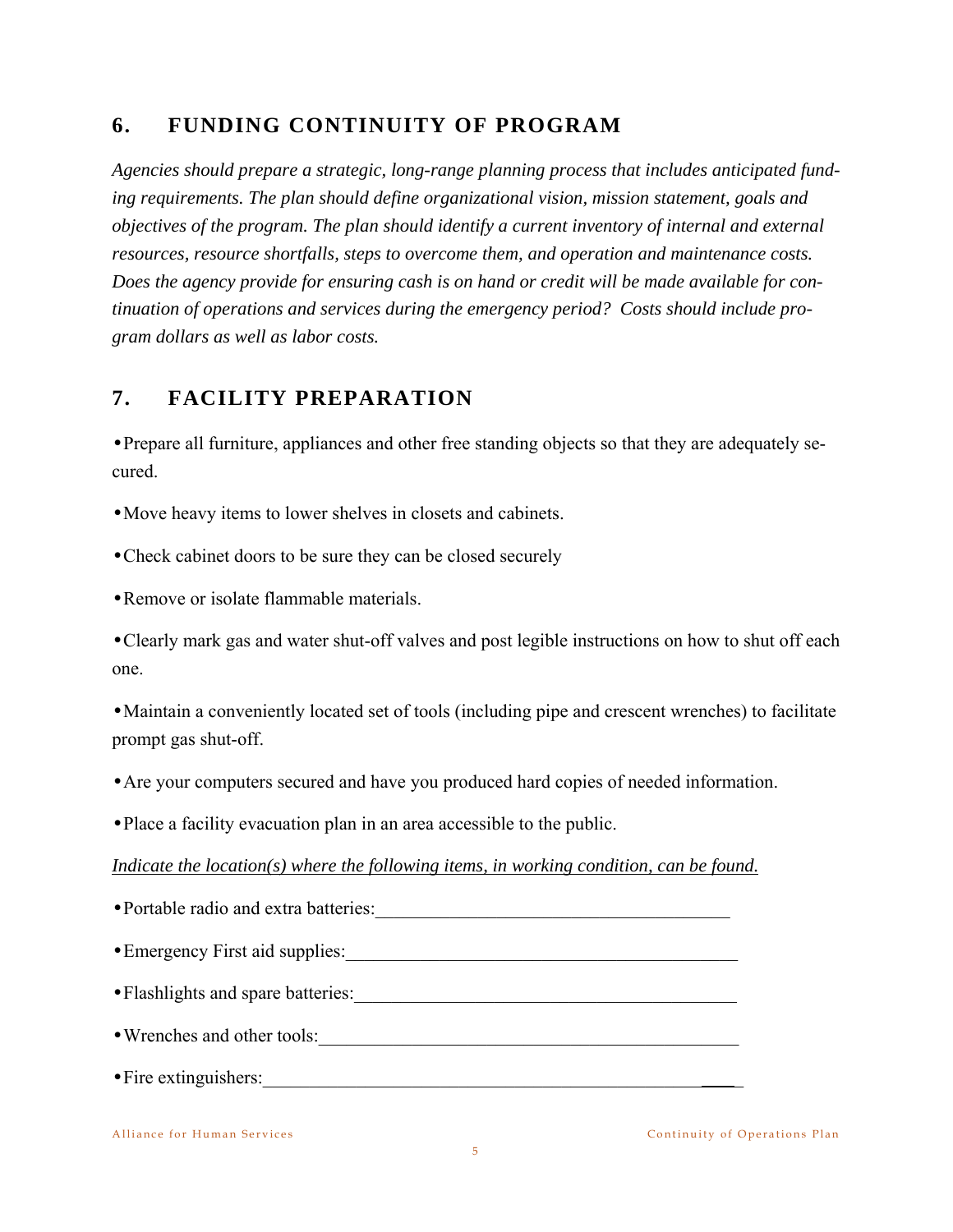## 6. FUNDING CONTINUITY OF PROGRAM

*Agencies should prepare a strategic, long-range planning process that includes anticipated funding requirements. The plan should define organizational vision, mission statement, goals and objectives of the program. The plan should identify a current inventory of internal and external resources, resource shortfalls, steps to overcome them, and operation and maintenance costs. Does the agency provide for ensuring cash is on hand or credit will be made available for continuation of operations and services during the emergency period? Costs should include program dollars as well as labor costs.*

## 7. FACILITY PREPARATION

- Prepare all furniture, appliances and other free standing objects so that they are adequately secured.
- Move heavy items to lower shelves in closets and cabinets.
- Check cabinet doors to be sure they can be closed securely
- Remove or isolate flammable materials.
- Clearly mark gas and water shut-off valves and post legible instructions on how to shut off each one.
- Maintain a conveniently located set of tools (including pipe and crescent wrenches) to facilitate prompt gas shut-off.
- Are your computers secured and have you produced hard copies of needed information.
- Place a facility evacuation plan in an area accessible to the public.

*Indicate the location(s) where the following items, in working condition, can be found.*

- Portable radio and extra batteries:______________________________________
- Emergency First aid supplies:__________________________________________
- Flashlights and spare batteries:________________________________________
- Wrenches and other tools:_____________________________________________
- Fire extinguishers:___________________________________________________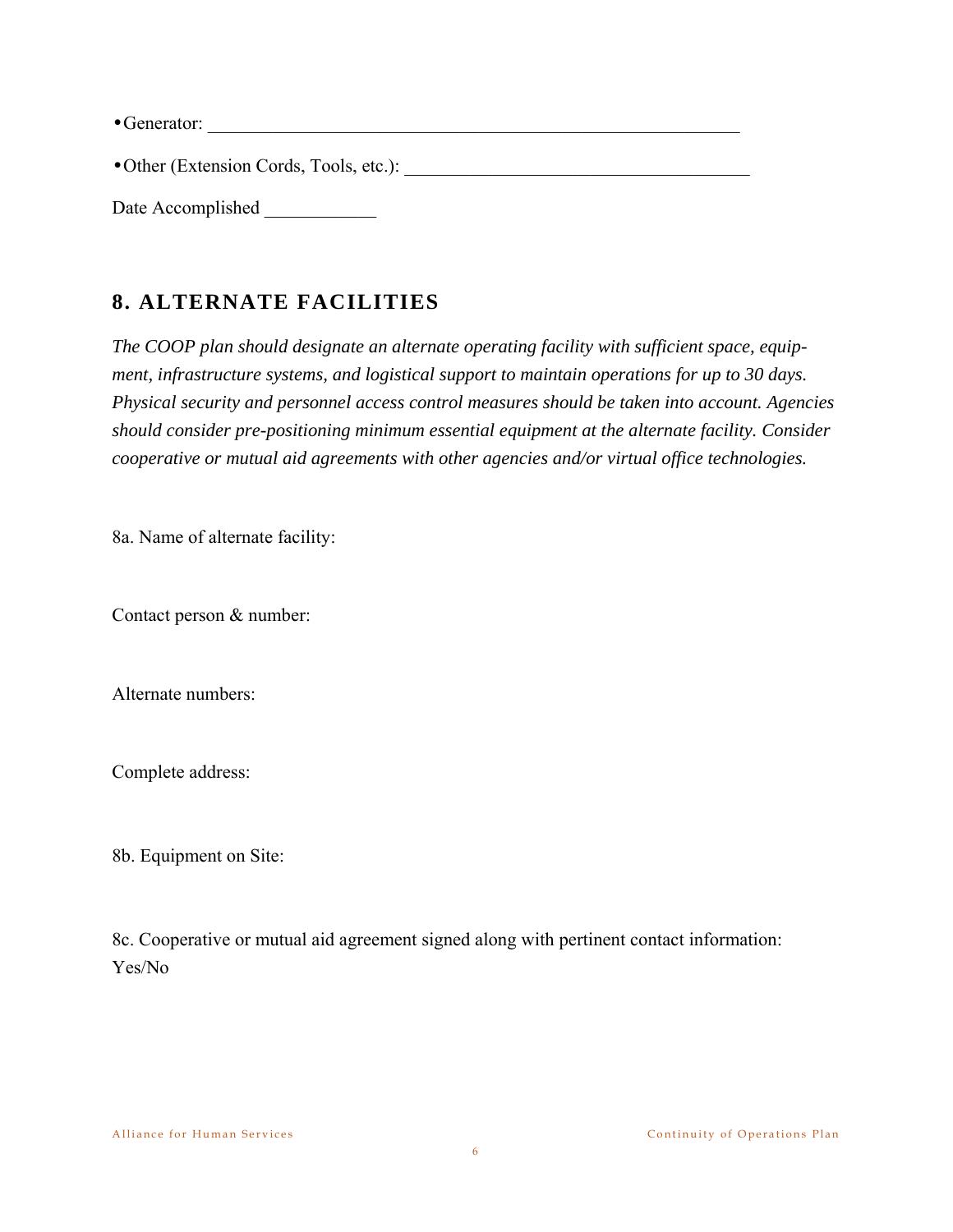- Generator: ___________________________________________________________

- Other (Extension Cords, Tools, etc.): _____________________________________

Date Accomplished ____________

## 8. ALTERNATE FACILITIES

*The COOP plan should designate an alternate operating facility with sufficient space, equipment, infrastructure systems, and logistical support to maintain operations for up to 30 days. Physical security and personnel access control measures should be taken into account. Agencies should consider pre-positioning minimum essential equipment at the alternate facility. Consider cooperative or mutual aid agreements with other agencies and/or virtual office technologies.*

8a. Name of alternate facility:

Contact person & number:

Alternate numbers:

Complete address:

8b. Equipment on Site:

8c. Cooperative or mutual aid agreement signed along with pertinent contact information:
Yes/No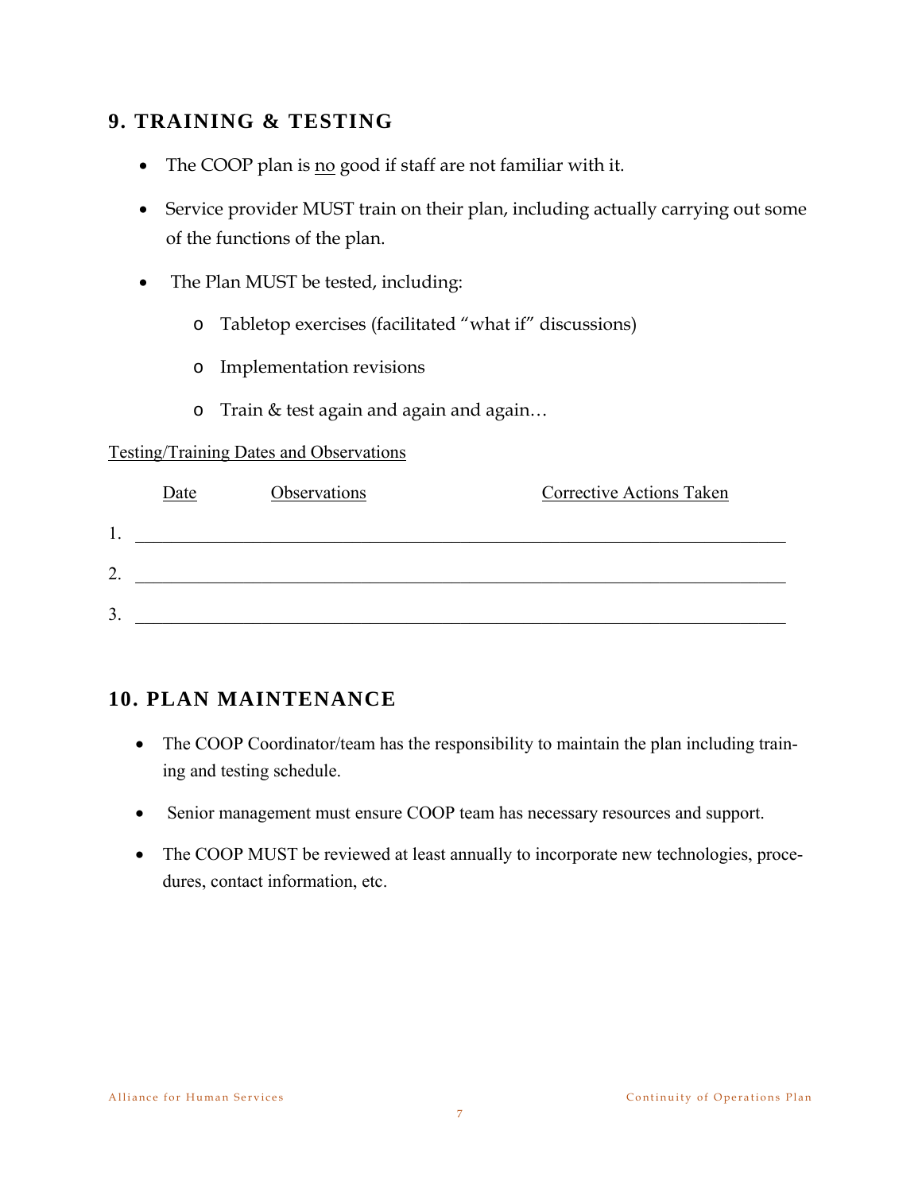## 9. TRAINING & TESTING

- The COOP plan is no good if staff are not familiar with it.
- Service provider MUST train on their plan, including actually carrying out some of the functions of the plan.
- The Plan MUST be tested, including:
  - Tabletop exercises (facilitated "what if" discussions)
  - Implementation revisions
  - Train & test again and again and again…

Testing/Training Dates and Observations

| | Date | Observations | Corrective Actions Taken |
|---|---|---|---|
| 1. | | | |
| 2. | | | |
| 3. | | | |

## 10. PLAN MAINTENANCE

- The COOP Coordinator/team has the responsibility to maintain the plan including training and testing schedule.
- Senior management must ensure COOP team has necessary resources and support.
- The COOP MUST be reviewed at least annually to incorporate new technologies, procedures, contact information, etc.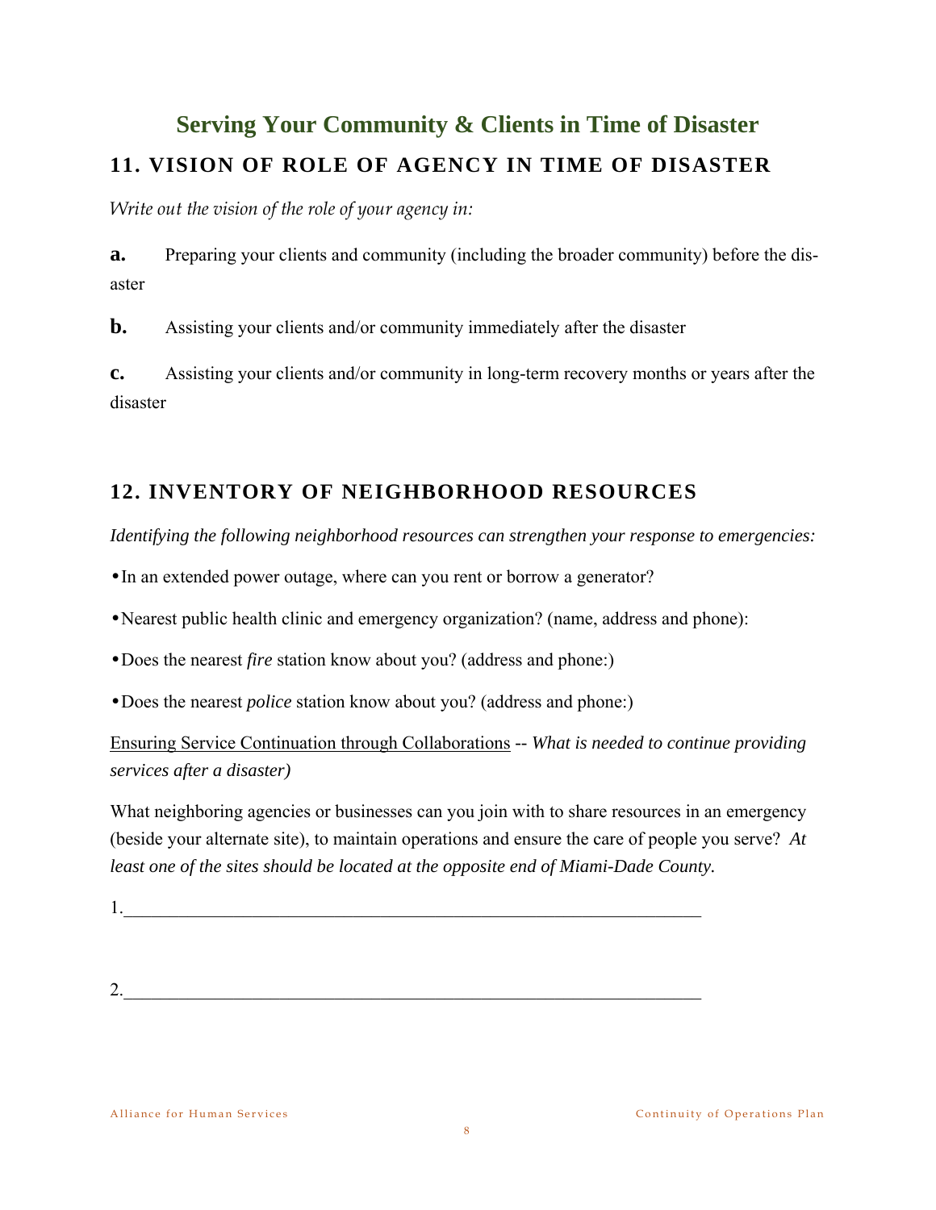# Serving Your Community & Clients in Time of Disaster

## 11. VISION OF ROLE OF AGENCY IN TIME OF DISASTER

*Write out the vision of the role of your agency in:*

**a.** Preparing your clients and community (including the broader community) before the disaster

**b.** Assisting your clients and/or community immediately after the disaster

**c.** Assisting your clients and/or community in long-term recovery months or years after the disaster

## 12. INVENTORY OF NEIGHBORHOOD RESOURCES

*Identifying the following neighborhood resources can strengthen your response to emergencies:*

- In an extended power outage, where can you rent or borrow a generator?
- Nearest public health clinic and emergency organization? (name, address and phone):
- Does the nearest *fire* station know about you? (address and phone:)
- Does the nearest *police* station know about you? (address and phone:)

<u>Ensuring Service Continuation through Collaborations</u> -- *What is needed to continue providing services after a disaster)*

What neighboring agencies or businesses can you join with to share resources in an emergency (beside your alternate site), to maintain operations and ensure the care of people you serve? *At least one of the sites should be located at the opposite end of Miami-Dade County.*

1.________________________________________________________________

2.________________________________________________________________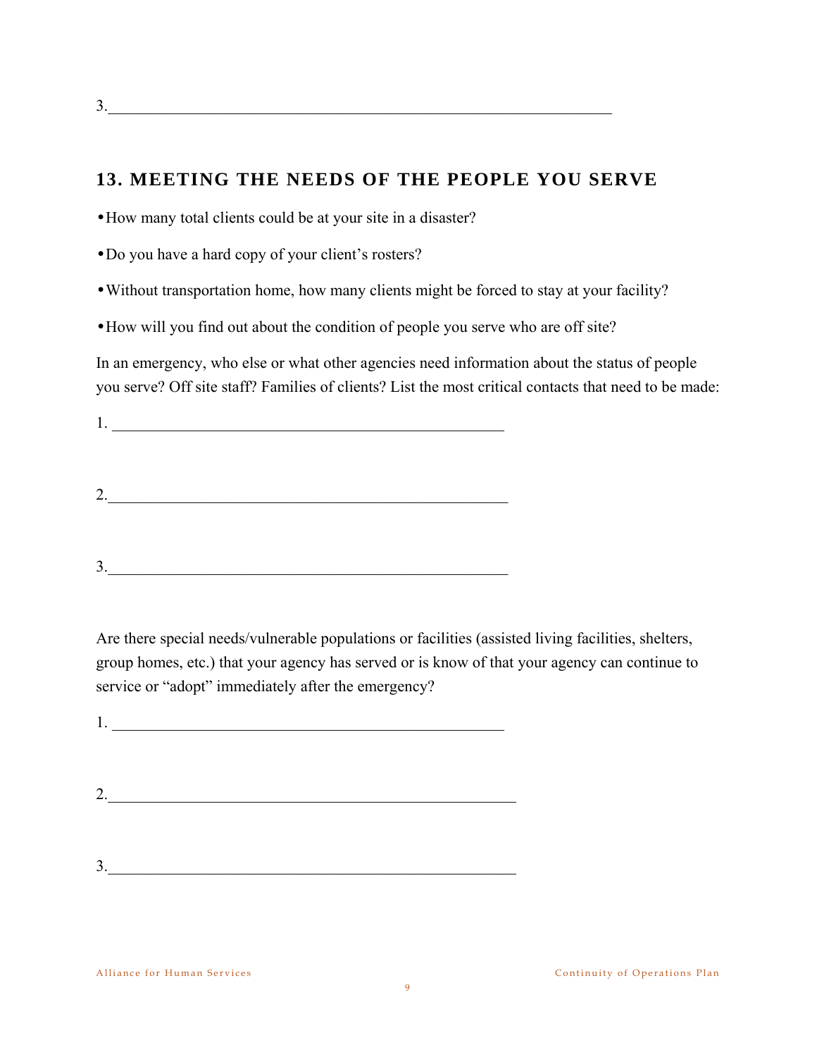3.______________________________________________________________

## 13. MEETING THE NEEDS OF THE PEOPLE YOU SERVE

- How many total clients could be at your site in a disaster?
- Do you have a hard copy of your client's rosters?
- Without transportation home, how many clients might be forced to stay at your facility?
- How will you find out about the condition of people you serve who are off site?

In an emergency, who else or what other agencies need information about the status of people you serve? Off site staff? Families of clients? List the most critical contacts that need to be made:

1. ______________________________________________

2.______________________________________________

3.______________________________________________

Are there special needs/vulnerable populations or facilities (assisted living facilities, shelters, group homes, etc.) that your agency has served or is know of that your agency can continue to service or "adopt" immediately after the emergency?

1. ______________________________________________

2.______________________________________________

3.______________________________________________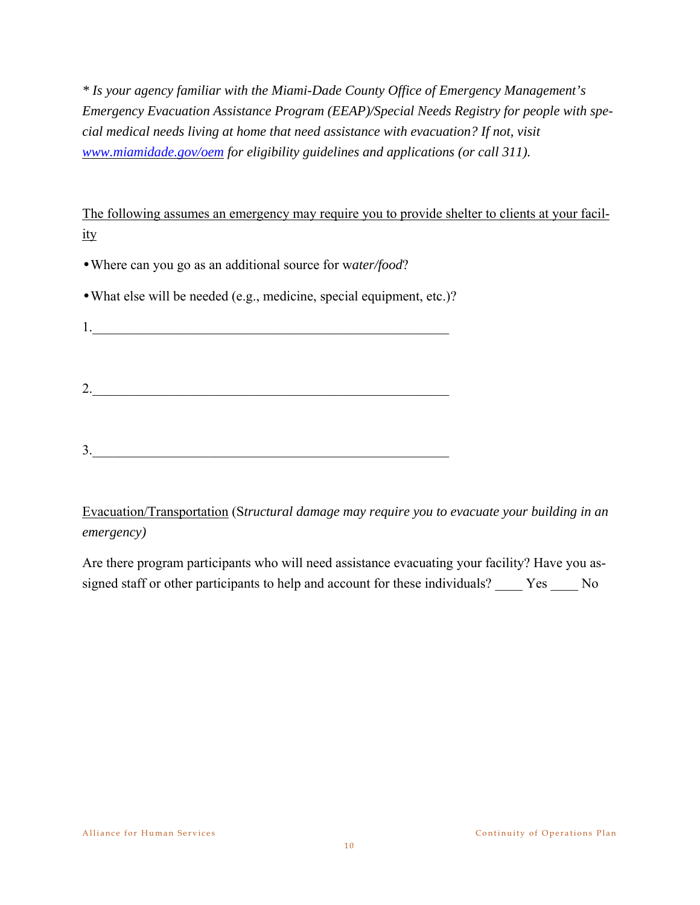*\* Is your agency familiar with the Miami-Dade County Office of Emergency Management's Emergency Evacuation Assistance Program (EEAP)/Special Needs Registry for people with special medical needs living at home that need assistance with evacuation? If not, visit [www.miamidade.gov/oem](http://www.miamidade.gov/oem) for eligibility guidelines and applications (or call 311).*

<u>The following assumes an emergency may require you to provide shelter to clients at your facility</u>

- Where can you go as an additional source for w*ater/food*?
- What else will be needed (e.g., medicine, special equipment, etc.)?

1.\_\_\_\_\_\_\_\_\_\_\_\_\_\_\_\_\_\_\_\_\_\_\_\_\_\_\_\_\_\_\_\_\_\_\_\_\_\_\_\_\_\_\_\_\_\_\_\_\_\_\_

2.\_\_\_\_\_\_\_\_\_\_\_\_\_\_\_\_\_\_\_\_\_\_\_\_\_\_\_\_\_\_\_\_\_\_\_\_\_\_\_\_\_\_\_\_\_\_\_\_\_\_\_

3.\_\_\_\_\_\_\_\_\_\_\_\_\_\_\_\_\_\_\_\_\_\_\_\_\_\_\_\_\_\_\_\_\_\_\_\_\_\_\_\_\_\_\_\_\_\_\_\_\_\_\_

<u>Evacuation/Transportation</u> (S*tructural damage may require you to evacuate your building in an emergency)*

Are there program participants who will need assistance evacuating your facility? Have you assigned staff or other participants to help and account for these individuals? \_\_\_\_ Yes \_\_\_\_ No